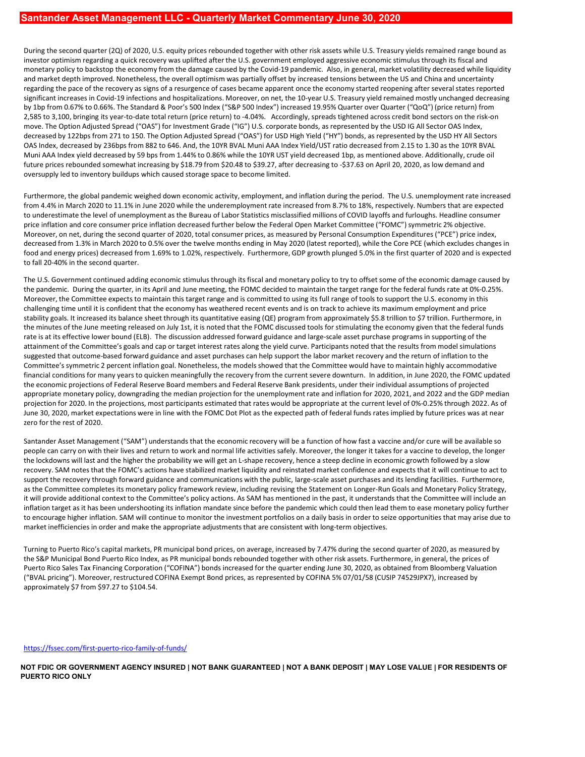# Santander Asset Management LLC - Quarterly Market Commentary June 30, 2020

During the second quarter (2Q) of 2020, U.S. equity prices rebounded together with other risk assets while U.S. Treasury yields remained range bound as investor optimism regarding a quick recovery was uplifted after the U.S. government employed aggressive economic stimulus through its fiscal and monetary policy to backstop the economy from the damage caused by the Covid-19 pandemic. Also, in general, market volatility decreased while liquidity and market depth improved. Nonetheless, the overall optimism was partially offset by increased tensions between the US and China and uncertainty regarding the pace of the recovery as signs of a resurgence of cases became apparent once the economy started reopening after several states reported significant increases in Covid-19 infections and hospitalizations. Moreover, on net, the 10-year U.S. Treasury yield remained mostly unchanged decreasing by 1bp from 0.67% to 0.66%. The Standard & Poor's 500 Index ("S&P 500 Index") increased 19.95% Quarter over Quarter ("QoQ") (price return) from 2,585 to 3,100, bringing its year-to-date total return (price return) to -4.04%. Accordingly, spreads tightened across credit bond sectors on the risk-on move. The Option Adjusted Spread ("OAS") for Investment Grade ("IG") U.S. corporate bonds, as represented by the USD IG All Sector OAS Index, decreased by 122bps from 271 to 150. The Option Adjusted Spread ("OAS") for USD High Yield ("HY") bonds, as represented by the USD HY All Sectors OAS Index, decreased by 236bps from 882 to 646. And, the 10YR BVAL Muni AAA Index Yield/UST ratio decreased from 2.15 to 1.30 as the 10YR BVAL Muni AAA Index yield decreased by 59 bps from 1.44% to 0.86% while the 10YR UST yield decreased 1bp, as mentioned above. Additionally, crude oil future prices rebounded somewhat increasing by $18.79 from $20.48 to $39.27, after decreasing to -$37.63 on April 20, 2020, as low demand and oversupply led to inventory buildups which caused storage space to become limited.

Furthermore, the global pandemic weighed down economic activity, employment, and inflation during the period. The U.S. unemployment rate increased from 4.4% in March 2020 to 11.1% in June 2020 while the underemployment rate increased from 8.7% to 18%, respectively. Numbers that are expected to underestimate the level of unemployment as the Bureau of Labor Statistics misclassified millions of COVID layoffs and furloughs. Headline consumer price inflation and core consumer price inflation decreased further below the Federal Open Market Committee ("FOMC") symmetric 2% objective. Moreover, on net, during the second quarter of 2020, total consumer prices, as measured by Personal Consumption Expenditures ("PCE") price index, decreased from 1.3% in March 2020 to 0.5% over the twelve months ending in May 2020 (latest reported), while the Core PCE (which excludes changes in food and energy prices) decreased from 1.69% to 1.02%, respectively. Furthermore, GDP growth plunged 5.0% in the first quarter of 2020 and is expected to fall 20-40% in the second quarter.

The U.S. Government continued adding economic stimulus through its fiscal and monetary policy to try to offset some of the economic damage caused by the pandemic. During the quarter, in its April and June meeting, the FOMC decided to maintain the target range for the federal funds rate at 0%-0.25%. Moreover, the Committee expects to maintain this target range and is committed to using its full range of tools to support the U.S. economy in this challenging time until it is confident that the economy has weathered recent events and is on track to achieve its maximum employment and price stability goals. It increased its balance sheet through its quantitative easing (QE) program from approximately $5.8 trillion to $7 trillion. Furthermore, in the minutes of the June meeting released on July 1st, it is noted that the FOMC discussed tools for stimulating the economy given that the federal funds rate is at its effective lower bound (ELB). The discussion addressed forward guidance and large-scale asset purchase programs in supporting of the attainment of the Committee's goals and cap or target interest rates along the yield curve. Participants noted that the results from model simulations suggested that outcome-based forward guidance and asset purchases can help support the labor market recovery and the return of inflation to the Committee's symmetric 2 percent inflation goal. Nonetheless, the models showed that the Committee would have to maintain highly accommodative financial conditions for many years to quicken meaningfully the recovery from the current severe downturn. In addition, in June 2020, the FOMC updated the economic projections of Federal Reserve Board members and Federal Reserve Bank presidents, under their individual assumptions of projected appropriate monetary policy, downgrading the median projection for the unemployment rate and inflation for 2020, 2021, and 2022 and the GDP median projection for 2020. In the projections, most participants estimated that rates would be appropriate at the current level of 0%-0.25% through 2022. As of June 30, 2020, market expectations were in line with the FOMC Dot Plot as the expected path of federal funds rates implied by future prices was at near zero for the rest of 2020.

Santander Asset Management ("SAM") understands that the economic recovery will be a function of how fast a vaccine and/or cure will be available so people can carry on with their lives and return to work and normal life activities safely. Moreover, the longer it takes for a vaccine to develop, the longer the lockdowns will last and the higher the probability we will get an L-shape recovery, hence a steep decline in economic growth followed by a slow recovery. SAM notes that the FOMC's actions have stabilized market liquidity and reinstated market confidence and expects that it will continue to act to support the recovery through forward guidance and communications with the public, large-scale asset purchases and its lending facilities. Furthermore, as the Committee completes its monetary policy framework review, including revising the Statement on Longer-Run Goals and Monetary Policy Strategy, it will provide additional context to the Committee's policy actions. As SAM has mentioned in the past, it understands that the Committee will include an inflation target as it has been undershooting its inflation mandate since before the pandemic which could then lead them to ease monetary policy further to encourage higher inflation. SAM will continue to monitor the investment portfolios on a daily basis in order to seize opportunities that may arise due to market inefficiencies in order and make the appropriate adjustments that are consistent with long-term objectives.

Turning to Puerto Rico's capital markets, PR municipal bond prices, on average, increased by 7.47% during the second quarter of 2020, as measured by the S&P Municipal Bond Puerto Rico Index, as PR municipal bonds rebounded together with other risk assets. Furthermore, in general, the prices of Puerto Rico Sales Tax Financing Corporation ("COFINA") bonds increased for the quarter ending June 30, 2020, as obtained from Bloomberg Valuation ("BVAL pricing"). Moreover, restructured COFINA Exempt Bond prices, as represented by COFINA 5% 07/01/58 (CUSIP 74529JPX7), increased by approximately $7 from $97.27 to $104.54.

https://fssec.com/first-puerto-rico-family-of-funds/

**NOT FDIC OR GOVERNMENT AGENCY INSURED | NOT BANK GUARANTEED | NOT A BANK DEPOSIT | MAY LOSE VALUE | FOR RESIDENTS OF PUERTO RICO ONLY**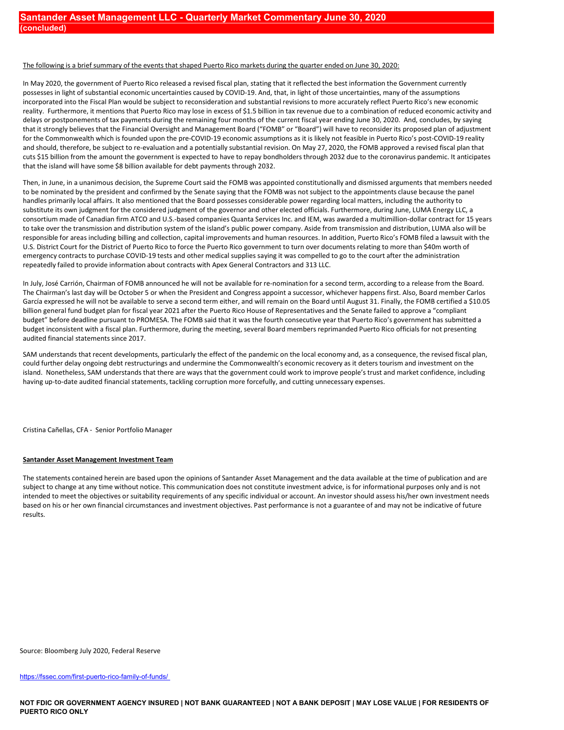# Santander Asset Management LLC - Quarterly Market Commentary June 30, 2020 (concluded)

The following is a brief summary of the events that shaped Puerto Rico markets during the quarter ended on June 30, 2020:

In May 2020, the government of Puerto Rico released a revised fiscal plan, stating that it reflected the best information the Government currently possesses in light of substantial economic uncertainties caused by COVID-19. And, that, in light of those uncertainties, many of the assumptions incorporated into the Fiscal Plan would be subject to reconsideration and substantial revisions to more accurately reflect Puerto Rico's new economic reality. Furthermore, it mentions that Puerto Rico may lose in excess of $1.5 billion in tax revenue due to a combination of reduced economic activity and delays or postponements of tax payments during the remaining four months of the current fiscal year ending June 30, 2020. And, concludes, by saying that it strongly believes that the Financial Oversight and Management Board ("FOMB" or "Board") will have to reconsider its proposed plan of adjustment for the Commonwealth which is founded upon the pre-COVID-19 economic assumptions as it is likely not feasible in Puerto Rico's post-COVID-19 reality and should, therefore, be subject to re-evaluation and a potentially substantial revision. On May 27, 2020, the FOMB approved a revised fiscal plan that cuts $15 billion from the amount the government is expected to have to repay bondholders through 2032 due to the coronavirus pandemic. It anticipates that the island will have some $8 billion available for debt payments through 2032.

Then, in June, in a unanimous decision, the Supreme Court said the FOMB was appointed constitutionally and dismissed arguments that members needed to be nominated by the president and confirmed by the Senate saying that the FOMB was not subject to the appointments clause because the panel handles primarily local affairs. It also mentioned that the Board possesses considerable power regarding local matters, including the authority to substitute its own judgment for the considered judgment of the governor and other elected officials. Furthermore, during June, LUMA Energy LLC, a consortium made of Canadian firm ATCO and U.S.-based companies Quanta Services Inc. and IEM, was awarded a multimillion-dollar contract for 15 years to take over the transmission and distribution system of the island's public power company. Aside from transmission and distribution, LUMA also will be responsible for areas including billing and collection, capital improvements and human resources. In addition, Puerto Rico's FOMB filed a lawsuit with the U.S. District Court for the District of Puerto Rico to force the Puerto Rico government to turn over documents relating to more than $40m worth of emergency contracts to purchase COVID-19 tests and other medical supplies saying it was compelled to go to the court after the administration repeatedly failed to provide information about contracts with Apex General Contractors and 313 LLC.

In July, José Carrión, Chairman of FOMB announced he will not be available for re-nomination for a second term, according to a release from the Board. The Chairman's last day will be October 5 or when the President and Congress appoint a successor, whichever happens first. Also, Board member Carlos García expressed he will not be available to serve a second term either, and will remain on the Board until August 31. Finally, the FOMB certified a $10.05 billion general fund budget plan for fiscal year 2021 after the Puerto Rico House of Representatives and the Senate failed to approve a "compliant budget" before deadline pursuant to PROMESA. The FOMB said that it was the fourth consecutive year that Puerto Rico's government has submitted a budget inconsistent with a fiscal plan. Furthermore, during the meeting, several Board members reprimanded Puerto Rico officials for not presenting audited financial statements since 2017.

SAM understands that recent developments, particularly the effect of the pandemic on the local economy and, as a consequence, the revised fiscal plan, could further delay ongoing debt restructurings and undermine the Commonwealth's economic recovery as it deters tourism and investment on the island. Nonetheless, SAM understands that there are ways that the government could work to improve people's trust and market confidence, including having up-to-date audited financial statements, tackling corruption more forcefully, and cutting unnecessary expenses.

Cristina Cañellas, CFA - Senior Portfolio Manager

**Santander Asset Management Investment Team**

The statements contained herein are based upon the opinions of Santander Asset Management and the data available at the time of publication and are subject to change at any time without notice. This communication does not constitute investment advice, is for informational purposes only and is not intended to meet the objectives or suitability requirements of any specific individual or account. An investor should assess his/her own investment needs based on his or her own financial circumstances and investment objectives. Past performance is not a guarantee of and may not be indicative of future results.

Source: Bloomberg July 2020, Federal Reserve

https://fssec.com/first-puerto-rico-family-of-funds/

**NOT FDIC OR GOVERNMENT AGENCY INSURED | NOT BANK GUARANTEED | NOT A BANK DEPOSIT | MAY LOSE VALUE | FOR RESIDENTS OF PUERTO RICO ONLY**